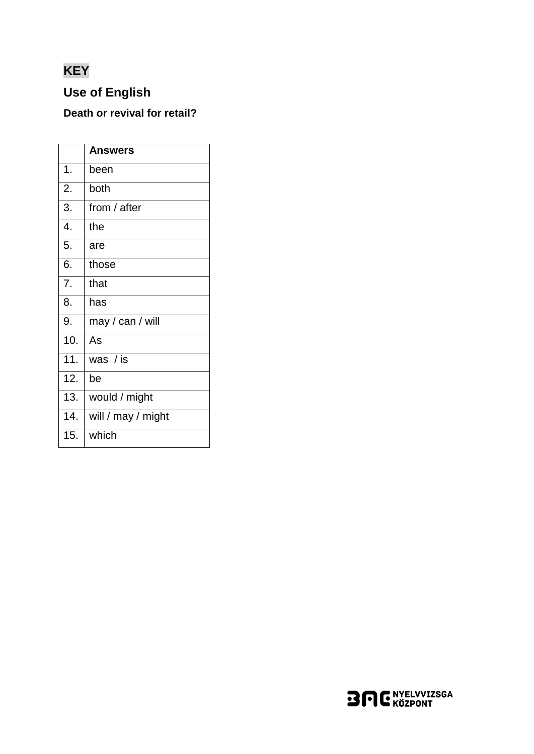**KEY**

## Use of English

### Death or revival for retail?

| | Answers |
|---|---|
| 1. | been |
| 2. | both |
| 3. | from / after |
| 4. | the |
| 5. | are |
| 6. | those |
| 7. | that |
| 8. | has |
| 9. | may / can / will |
| 10. | As |
| 11. | was / is |
| 12. | be |
| 13. | would / might |
| 14. | will / may / might |
| 15. | which |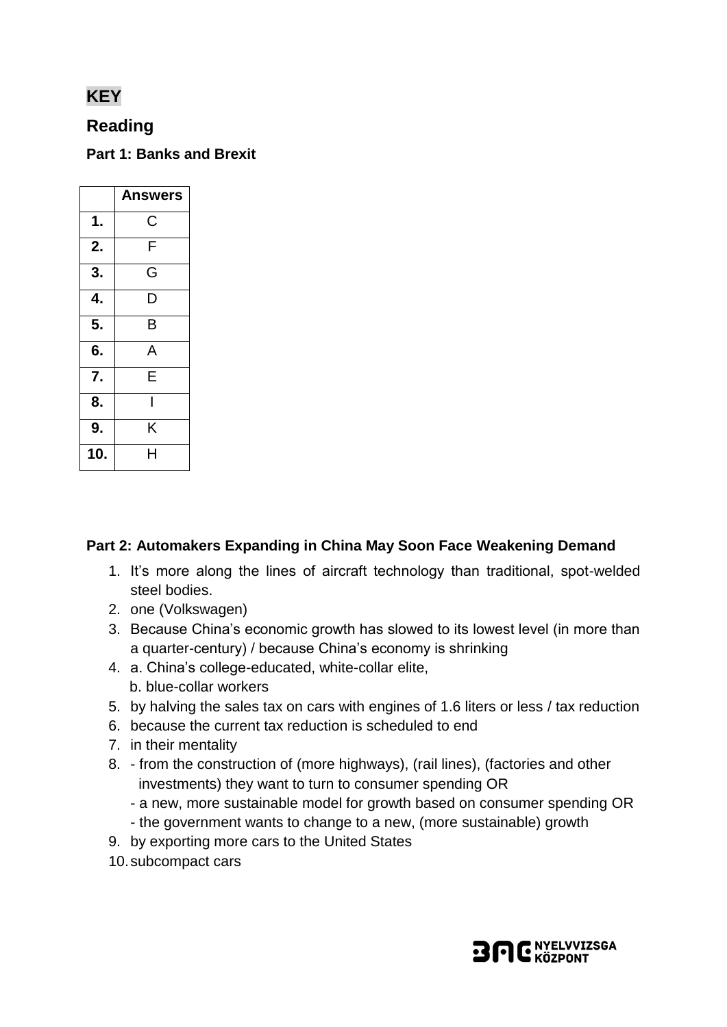## KEY

## Reading

### Part 1: Banks and Brexit

| | Answers |
|---|---|
| **1.** | C |
| **2.** | F |
| **3.** | G |
| **4.** | D |
| **5.** | B |
| **6.** | A |
| **7.** | E |
| **8.** | I |
| **9.** | K |
| **10.** | H |

### Part 2: Automakers Expanding in China May Soon Face Weakening Demand

1. It's more along the lines of aircraft technology than traditional, spot-welded steel bodies.
2. one (Volkswagen)
3. Because China's economic growth has slowed to its lowest level (in more than a quarter-century) / because China's economy is shrinking
4. a. China's college-educated, white-collar elite,  
   b. blue-collar workers
5. by halving the sales tax on cars with engines of 1.6 liters or less / tax reduction
6. because the current tax reduction is scheduled to end
7. in their mentality
8. - from the construction of (more highways), (rail lines), (factories and other investments) they want to turn to consumer spending OR
   - a new, more sustainable model for growth based on consumer spending OR
   - the government wants to change to a new, (more sustainable) growth
9. by exporting more cars to the United States
10. subcompact cars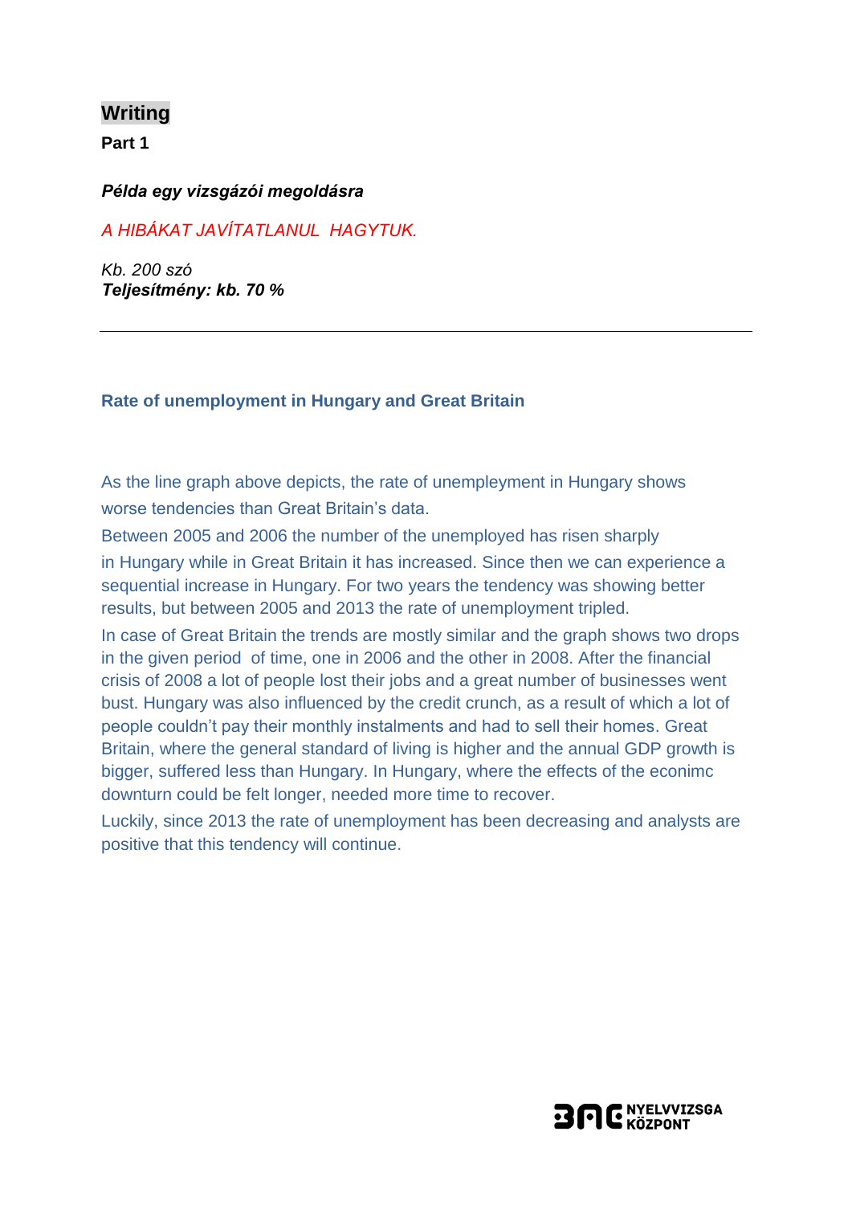## Writing

**Part 1**

***Példa egy vizsgázói megoldásra***

*A HIBÁKAT JAVÍTATLANUL HAGYTUK.*

*Kb. 200 szó*
***Teljesítmény: kb. 70 %***

---

**Rate of unemployment in Hungary and Great Britain**

As the line graph above depicts, the rate of unemployment in Hungary shows worse tendencies than Great Britain's data.

Between 2005 and 2006 the number of the unemployed has risen sharply in Hungary while in Great Britain it has increased. Since then we can experience a sequential increase in Hungary. For two years the tendency was showing better results, but between 2005 and 2013 the rate of unemployment tripled.

In case of Great Britain the trends are mostly similar and the graph shows two drops in the given period of time, one in 2006 and the other in 2008. After the financial crisis of 2008 a lot of people lost their jobs and a great number of businesses went bust. Hungary was also influenced by the credit crunch, as a result of which a lot of people couldn't pay their monthly instalments and had to sell their homes. Great Britain, where the general standard of living is higher and the annual GDP growth is bigger, suffered less than Hungary. In Hungary, where the effects of the econimc downturn could be felt longer, needed more time to recover.

Luckily, since 2013 the rate of unemployment has been decreasing and analysts are positive that this tendency will continue.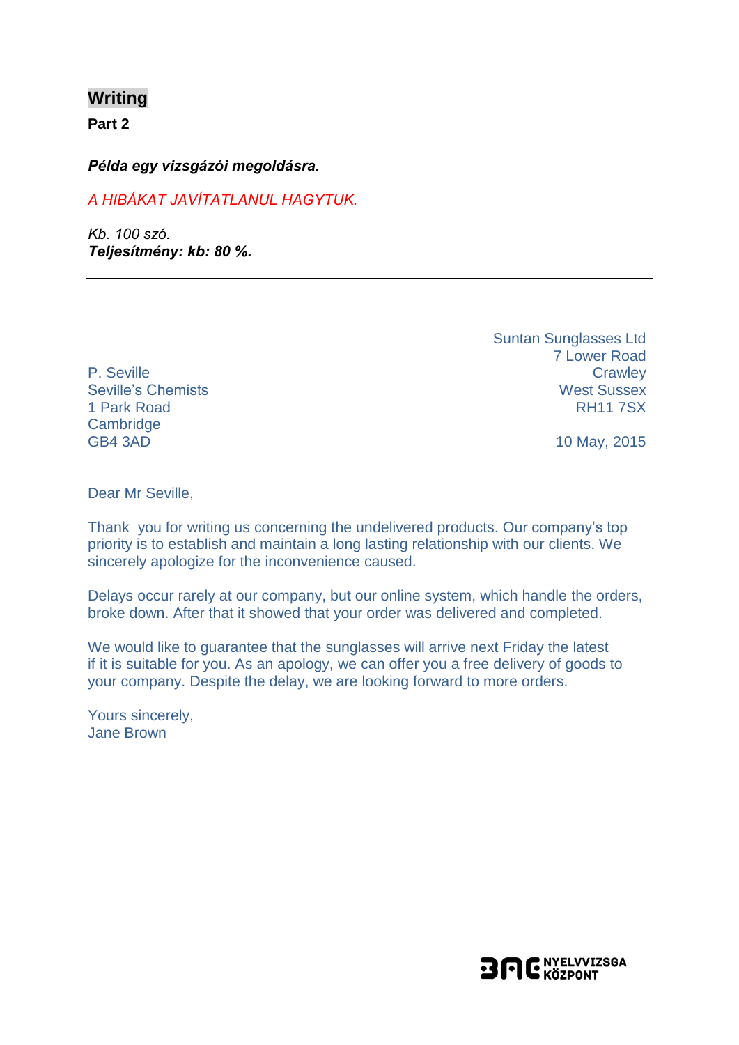## Writing

**Part 2**

***Példa egy vizsgázói megoldásra.***

*A HIBÁKAT JAVÍTATLANUL HAGYTUK.*

*Kb. 100 szó.*
***Teljesítmény: kb: 80 %.***

---

Suntan Sunglasses Ltd
7 Lower Road
Crawley
West Sussex
RH11 7SX

P. Seville
Seville's Chemists
1 Park Road
Cambridge
GB4 3AD

10 May, 2015

Dear Mr Seville,

Thank  you for writing us concerning the undelivered products. Our company's top priority is to establish and maintain a long lasting relationship with our clients. We sincerely apologize for the inconvenience caused.

Delays occur rarely at our company, but our online system, which handle the orders, broke down. After that it showed that your order was delivered and completed.

We would like to guarantee that the sunglasses will arrive next Friday the latest if it is suitable for you. As an apology, we can offer you a free delivery of goods to your company. Despite the delay, we are looking forward to more orders.

Yours sincerely,
Jane Brown